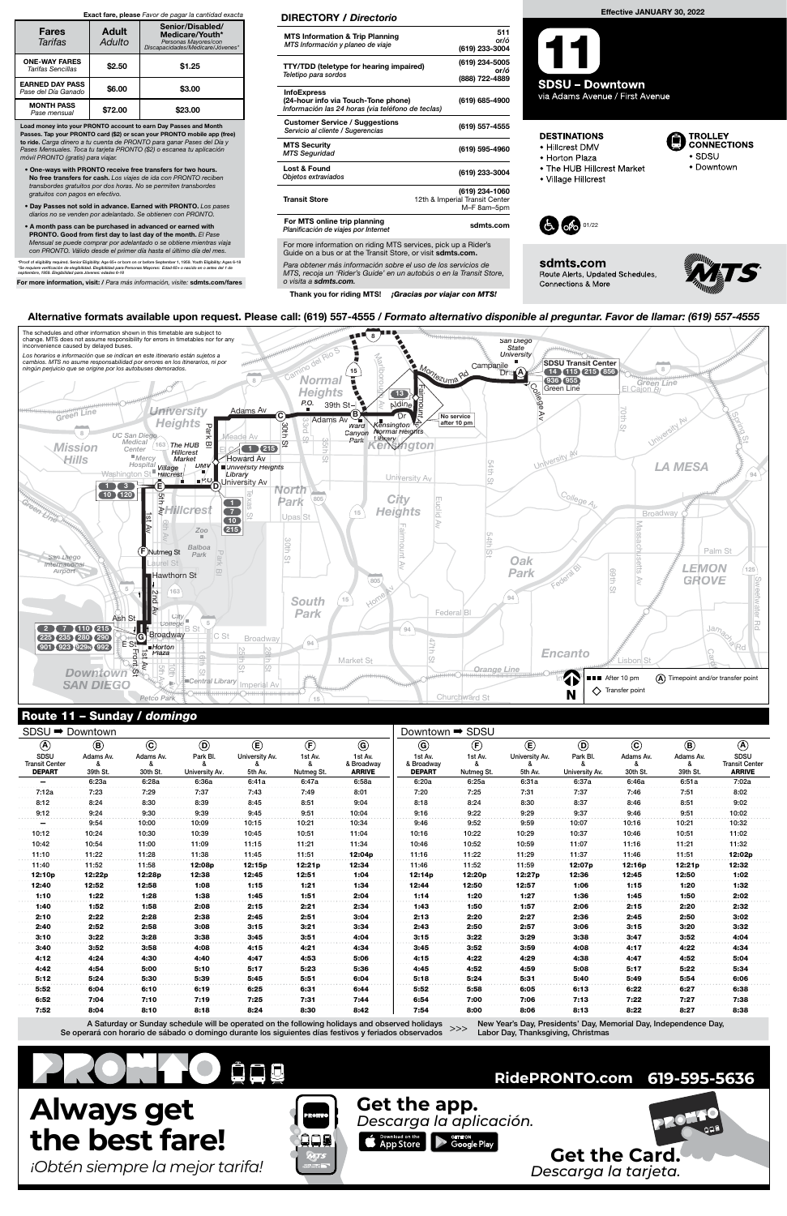**Exact fare, please** *Favor de pagar la cantidad exacta*

| Fares *Tarifas* | Adult *Adulto* | Senior/Disabled/Medicare/Youth* *Personas Mayores/con Discapacidades/Medicare/Jóvenes** |
|---|---|---|
| ONE-WAY FARES *Tarifas Sencillas* | $2.50 | $1.25 |
| EARNED DAY PASS *Pase del Día Ganado* | $6.00 | $3.00 |
| MONTH PASS *Pase mensual* | $72.00 | $23.00 |

**Load money into your PRONTO account to earn Day Passes and Month Passes. Tap your PRONTO card ($2) or scan your PRONTO mobile app (free) to ride.** *Carga dinero a tu cuenta de PRONTO para ganar Pases del Día y Pases Mensuales. Toca tu tarjeta PRONTO ($2) o escanea tu aplicación móvil PRONTO (gratis) para viajar.*

- **One-ways with PRONTO receive free transfers for two hours. No free transfers for cash.** *Los viajes de ida con PRONTO reciben transbordes gratuitos por dos horas. No se permiten transbordes gratuitos con pagos en efectivo.*
- **Day Passes not sold in advance. Earned with PRONTO.** *Los pases diarios no se venden por adelantado. Se obtienen con PRONTO.*
- **A month pass can be purchased in advanced or earned with PRONTO. Good from first day to last day of the month.** *El Pase Mensual se puede comprar por adelantado o se obtiene mientras viaja con PRONTO. Válido desde el primer día hasta el último día del mes.*

*Proof of eligibility required. Senior Eligibility: Age 65+ or born on or before September 1, 1959. Youth Eligibility: Ages 6-18
*Se requiere verificación de elegibilidad. Elegibilidad para Personas Mayores: Edad 65+ o nacido en o antes del 1 de septiembre, 1959. Elegibilidad para Jóvenes: edades 6-18

**For more information, visit:** / *Para más información, visite:* **sdmts.com/fares**

## DIRECTORY / *Directorio*

| | |
|---|---|
| MTS Information & Trip Planning *MTS Información y planeo de viaje* | 511 or/ó (619) 233-3004 |
| TTY/TDD (teletype for hearing impaired) *Teletipo para sordos* | (619) 234-5005 or/ó (888) 722-4889 |
| InfoExpress (24-hour info via Touch-Tone phone) *Información las 24 horas (via teléfono de teclas)* | (619) 685-4900 |
| Customer Service / Suggestions *Servicio al cliente / Sugerencias* | (619) 557-4555 |
| MTS Security *MTS Seguridad* | (619) 595-4960 |
| Lost & Found *Objetos extraviados* | (619) 233-3004 |
| Transit Store | (619) 234-1060 12th & Imperial Transit Center M–F 8am–5pm |
| For MTS online trip planning *Planificación de viajes por Internet* | sdmts.com |

For more information on riding MTS services, pick up a Rider's Guide on a bus or at the Transit Store, or visit **sdmts.com.**

*Para obtener más información sobre el uso de los servicios de MTS, recoja un 'Rider's Guide' en un autobús o en la Transit Store, o visita a* **sdmts.com.**

**Thank you for riding MTS!** ***¡Gracias por viajar con MTS!***

Effective JANUARY 30, 2022

# 11

## SDSU – Downtown

via Adams Avenue / First Avenue

**DESTINATIONS**
- Hillcrest DMV
- Horton Plaza
- The HUB Hillcrest Market
- Village Hillcrest

**TROLLEY CONNECTIONS**
- SDSU
- Downtown

01/22

**sdmts.com**
Route Alerts, Updated Schedules, Connections & More

**Alternative formats available upon request. Please call: (619) 557-4555 /** ***Formato alternativo disponible al preguntar. Favor de llamar: (619) 557-4555***

The schedules and other information shown in this timetable are subject to change. MTS does not assume responsibility for errors in timetables nor for any inconvenience caused by delayed buses.

*Los horarios e información que se indican en este itinerario están sujetos a cambios. MTS no asume responsabilidad por errores en los itinerarios, ni por ningún perjuicio que se origine por los autobuses demorados.*

No service after 10 pm

After 10 pm · (A) Timepoint and/or transfer point · Transfer point

## Route 11 – Sunday / *domingo*

### SDSU ➡ Downtown

| (A) SDSU Transit Center DEPART | (B) Adams Av. & 39th St. | (C) Adams Av. & 30th St. | (D) Park Bl. & University Av. | (E) University Av. & 5th Av. | (F) 1st Av. & Nutmeg St. | (G) 1st Av. & Broadway ARRIVE |
|---|---|---|---|---|---|---|
| — | 6:23a | 6:28a | 6:36a | 6:41a | 6:47a | 6:58a |
| 7:12a | 7:23 | 7:29 | 7:37 | 7:43 | 7:49 | 8:01 |
| 8:12 | 8:24 | 8:30 | 8:39 | 8:45 | 8:51 | 9:04 |
| 9:12 | 9:24 | 9:30 | 9:39 | 9:45 | 9:51 | 10:04 |
| — | 9:54 | 10:00 | 10:09 | 10:15 | 10:21 | 10:34 |
| 10:12 | 10:24 | 10:30 | 10:39 | 10:45 | 10:51 | 11:04 |
| 10:42 | 10:54 | 11:00 | 11:09 | 11:15 | 11:21 | 11:34 |
| 11:10 | 11:22 | 11:28 | 11:38 | 11:45 | 11:51 | **12:04p** |
| 11:40 | 11:52 | 11:58 | **12:08p** | **12:15p** | **12:21p** | **12:34** |
| **12:10p** | **12:22p** | **12:28p** | **12:38** | **12:45** | **12:51** | **1:04** |
| **12:40** | **12:52** | **12:58** | **1:08** | **1:15** | **1:21** | **1:34** |
| **1:10** | **1:22** | **1:28** | **1:38** | **1:45** | **1:51** | **2:04** |
| **1:40** | **1:52** | **1:58** | **2:08** | **2:15** | **2:21** | **2:34** |
| **2:10** | **2:22** | **2:28** | **2:38** | **2:45** | **2:51** | **3:04** |
| **2:40** | **2:52** | **2:58** | **3:08** | **3:15** | **3:21** | **3:34** |
| **3:10** | **3:22** | **3:28** | **3:38** | **3:45** | **3:51** | **4:04** |
| **3:40** | **3:52** | **3:58** | **4:08** | **4:15** | **4:21** | **4:34** |
| **4:12** | **4:24** | **4:30** | **4:40** | **4:47** | **4:53** | **5:06** |
| **4:42** | **4:54** | **5:00** | **5:10** | **5:17** | **5:23** | **5:36** |
| **5:12** | **5:24** | **5:30** | **5:39** | **5:45** | **5:51** | **6:04** |
| **5:52** | **6:04** | **6:10** | **6:19** | **6:25** | **6:31** | **6:44** |
| **6:52** | **7:04** | **7:10** | **7:19** | **7:25** | **7:31** | **7:44** |
| **7:52** | **8:04** | **8:10** | **8:18** | **8:24** | **8:30** | **8:42** |

### Downtown ➡ SDSU

| (G) 1st Av. & Broadway DEPART | (F) 1st Av. & Nutmeg St. | (E) University Av. & 5th Av. | (D) Park Bl. & University Av. | (C) Adams Av. & 30th St. | (B) Adams Av. & 39th St. | (A) SDSU Transit Center ARRIVE |
|---|---|---|---|---|---|---|
| 6:20a | 6:25a | 6:31a | 6:37a | 6:46a | 6:51a | 7:02a |
| 7:20 | 7:25 | 7:31 | 7:37 | 7:46 | 7:51 | 8:02 |
| 8:18 | 8:24 | 8:30 | 8:37 | 8:46 | 8:51 | 9:02 |
| 9:16 | 9:22 | 9:29 | 9:37 | 9:46 | 9:51 | 10:02 |
| 9:46 | 9:52 | 9:59 | 10:07 | 10:16 | 10:21 | 10:32 |
| 10:16 | 10:22 | 10:29 | 10:37 | 10:46 | 10:51 | 11:02 |
| 10:46 | 10:52 | 10:59 | 11:07 | 11:16 | 11:21 | 11:32 |
| 11:16 | 11:22 | 11:29 | 11:37 | 11:46 | 11:51 | **12:02p** |
| 11:46 | 11:52 | 11:59 | **12:07p** | **12:16p** | **12:21p** | **12:32** |
| **12:14p** | **12:20p** | **12:27p** | **12:36** | **12:45** | **12:50** | **1:02** |
| **12:44** | **12:50** | **12:57** | **1:06** | **1:15** | **1:20** | **1:32** |
| **1:14** | **1:20** | **1:27** | **1:36** | **1:45** | **1:50** | **2:02** |
| **1:43** | **1:50** | **1:57** | **2:06** | **2:15** | **2:20** | **2:32** |
| **2:13** | **2:20** | **2:27** | **2:36** | **2:45** | **2:50** | **3:02** |
| **2:43** | **2:50** | **2:57** | **3:06** | **3:15** | **3:20** | **3:32** |
| **3:15** | **3:22** | **3:29** | **3:38** | **3:47** | **3:52** | **4:04** |
| **3:45** | **3:52** | **3:59** | **4:08** | **4:17** | **4:22** | **4:34** |
| **4:15** | **4:22** | **4:29** | **4:38** | **4:47** | **4:52** | **5:04** |
| **4:45** | **4:52** | **4:59** | **5:08** | **5:17** | **5:22** | **5:34** |
| **5:18** | **5:24** | **5:31** | **5:40** | **5:49** | **5:54** | **6:06** |
| **5:52** | **5:58** | **6:05** | **6:13** | **6:22** | **6:27** | **6:38** |
| **6:54** | **7:00** | **7:06** | **7:13** | **7:22** | **7:27** | **7:38** |
| **7:54** | **8:00** | **8:06** | **8:13** | **8:22** | **8:27** | **8:38** |

A Saturday or Sunday schedule will be operated on the following holidays and observed holidays
Se operará con horario de sábado o domingo durante los siguientes días festivos y feriados observados >>> New Year's Day, Presidents' Day, Memorial Day, Independence Day, Labor Day, Thanksgiving, Christmas

**PRONTO**

**RidePRONTO.com 619-595-5636**

# Always get the best fare!

*¡Obtén siempre la mejor tarifa!*

**Get the app.**
*Descarga la aplicación.*

**Get the Card.**
*Descarga la tarjeta.*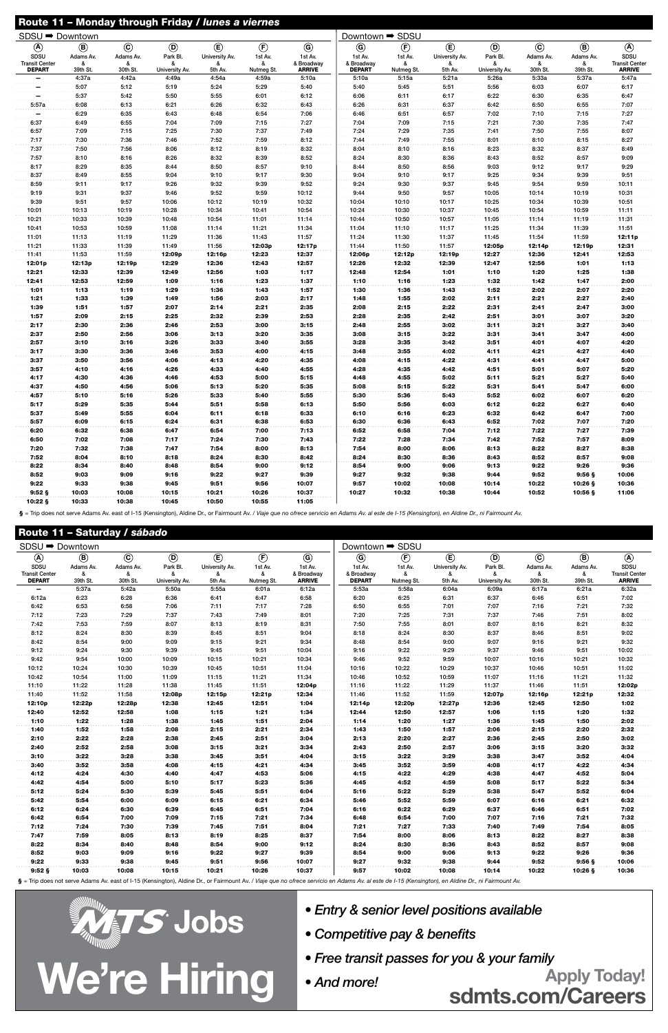## Route 11 – Monday through Friday / *lunes a viernes*

### SDSU ➡ Downtown

| Ⓐ SDSU Transit Center DEPART | Ⓑ Adams Av. & 39th St. | Ⓒ Adams Av. & 30th St. | Ⓓ Park Bl. & University Av. | Ⓔ University Av. & 5th Av. | Ⓕ 1st Av. & Nutmeg St. | Ⓖ 1st Av. & Broadway ARRIVE |
|---|---|---|---|---|---|---|
| – | 4:37a | 4:42a | 4:49a | 4:54a | 4:59a | 5:10a |
| – | 5:07 | 5:12 | 5:19 | 5:24 | 5:29 | 5:40 |
| – | 5:37 | 5:42 | 5:50 | 5:55 | 6:01 | 6:12 |
| 5:57a | 6:08 | 6:13 | 6:21 | 6:26 | 6:32 | 6:43 |
| – | 6:29 | 6:35 | 6:43 | 6:48 | 6:54 | 7:06 |
| 6:37 | 6:49 | 6:55 | 7:04 | 7:09 | 7:15 | 7:27 |
| 6:57 | 7:09 | 7:15 | 7:25 | 7:30 | 7:37 | 7:49 |
| 7:17 | 7:30 | 7:36 | 7:46 | 7:52 | 7:59 | 8:12 |
| 7:37 | 7:50 | 7:56 | 8:06 | 8:12 | 8:19 | 8:32 |
| 7:57 | 8:10 | 8:16 | 8:26 | 8:32 | 8:39 | 8:52 |
| 8:17 | 8:29 | 8:35 | 8:44 | 8:50 | 8:57 | 9:10 |
| 8:37 | 8:49 | 8:55 | 9:04 | 9:10 | 9:17 | 9:30 |
| 8:59 | 9:11 | 9:17 | 9:26 | 9:32 | 9:39 | 9:52 |
| 9:19 | 9:31 | 9:37 | 9:46 | 9:52 | 9:59 | 10:12 |
| 9:39 | 9:51 | 9:57 | 10:06 | 10:12 | 10:19 | 10:32 |
| 10:01 | 10:13 | 10:19 | 10:28 | 10:34 | 10:41 | 10:54 |
| 10:21 | 10:33 | 10:39 | 10:48 | 10:54 | 11:01 | 11:14 |
| 10:41 | 10:53 | 10:59 | 11:08 | 11:14 | 11:21 | 11:34 |
| 11:01 | 11:13 | 11:19 | 11:29 | 11:36 | 11:43 | 11:57 |
| 11:21 | 11:33 | 11:39 | 11:49 | 11:56 | **12:03p** | **12:17p** |
| 11:41 | 11:53 | 11:59 | **12:09p** | **12:16p** | **12:23** | **12:37** |
| **12:01p** | **12:13p** | **12:19p** | **12:29** | **12:36** | **12:43** | **12:57** |
| **12:21** | **12:33** | **12:39** | **12:49** | **12:56** | **1:03** | **1:17** |
| **12:41** | **12:53** | **12:59** | **1:09** | **1:16** | **1:23** | **1:37** |
| **1:01** | **1:13** | **1:19** | **1:29** | **1:36** | **1:43** | **1:57** |
| **1:21** | **1:33** | **1:39** | **1:49** | **1:56** | **2:03** | **2:17** |
| **1:39** | **1:51** | **1:57** | **2:07** | **2:14** | **2:21** | **2:35** |
| **1:57** | **2:09** | **2:15** | **2:25** | **2:32** | **2:39** | **2:53** |
| **2:17** | **2:30** | **2:36** | **2:46** | **2:53** | **3:00** | **3:15** |
| **2:37** | **2:50** | **2:56** | **3:06** | **3:13** | **3:20** | **3:35** |
| **2:57** | **3:10** | **3:16** | **3:26** | **3:33** | **3:40** | **3:55** |
| **3:17** | **3:30** | **3:36** | **3:46** | **3:53** | **4:00** | **4:15** |
| **3:37** | **3:50** | **3:56** | **4:06** | **4:13** | **4:20** | **4:35** |
| **3:57** | **4:10** | **4:16** | **4:26** | **4:33** | **4:40** | **4:55** |
| **4:17** | **4:30** | **4:36** | **4:46** | **4:53** | **5:00** | **5:15** |
| **4:37** | **4:50** | **4:56** | **5:06** | **5:13** | **5:20** | **5:35** |
| **4:57** | **5:10** | **5:16** | **5:26** | **5:33** | **5:40** | **5:55** |
| **5:17** | **5:29** | **5:35** | **5:44** | **5:51** | **5:58** | **6:13** |
| **5:37** | **5:49** | **5:55** | **6:04** | **6:11** | **6:18** | **6:33** |
| **5:57** | **6:09** | **6:15** | **6:24** | **6:31** | **6:38** | **6:53** |
| **6:20** | **6:32** | **6:38** | **6:47** | **6:54** | **7:00** | **7:13** |
| **6:50** | **7:02** | **7:08** | **7:17** | **7:24** | **7:30** | **7:43** |
| **7:20** | **7:32** | **7:38** | **7:47** | **7:54** | **8:00** | **8:13** |
| **7:52** | **8:04** | **8:10** | **8:18** | **8:24** | **8:30** | **8:42** |
| **8:22** | **8:34** | **8:40** | **8:48** | **8:54** | **9:00** | **9:12** |
| **8:52** | **9:03** | **9:09** | **9:16** | **9:22** | **9:27** | **9:39** |
| **9:22** | **9:33** | **9:38** | **9:45** | **9:51** | **9:56** | **10:07** |
| **9:52 §** | **10:03** | **10:08** | **10:15** | **10:21** | **10:26** | **10:37** |
| **10:22 §** | **10:33** | **10:38** | **10:45** | **10:50** | **10:55** | **11:05** |

### Downtown ➡ SDSU

| Ⓖ 1st Av. & Broadway DEPART | Ⓕ 1st Av. & Nutmeg St. | Ⓔ University Av. & 5th Av. | Ⓓ Park Bl. & University Av. | Ⓒ Adams Av. & 30th St. | Ⓑ Adams Av. & 39th St. | Ⓐ SDSU Transit Center ARRIVE |
|---|---|---|---|---|---|---|
| 5:10a | 5:15a | 5:21a | 5:26a | 5:33a | 5:37a | 5:47a |
| 5:40 | 5:45 | 5:51 | 5:56 | 6:03 | 6:07 | 6:17 |
| 6:06 | 6:11 | 6:17 | 6:22 | 6:30 | 6:35 | 6:47 |
| 6:26 | 6:31 | 6:37 | 6:42 | 6:50 | 6:55 | 7:07 |
| 6:46 | 6:51 | 6:57 | 7:02 | 7:10 | 7:15 | 7:27 |
| 7:04 | 7:09 | 7:15 | 7:21 | 7:30 | 7:35 | 7:47 |
| 7:24 | 7:29 | 7:35 | 7:41 | 7:50 | 7:55 | 8:07 |
| 7:44 | 7:49 | 7:55 | 8:01 | 8:10 | 8:15 | 8:27 |
| 8:04 | 8:10 | 8:16 | 8:23 | 8:32 | 8:37 | 8:49 |
| 8:24 | 8:30 | 8:36 | 8:43 | 8:52 | 8:57 | 9:09 |
| 8:44 | 8:50 | 8:56 | 9:03 | 9:12 | 9:17 | 9:29 |
| 9:04 | 9:10 | 9:17 | 9:25 | 9:34 | 9:39 | 9:51 |
| 9:24 | 9:30 | 9:37 | 9:45 | 9:54 | 9:59 | 10:11 |
| 9:44 | 9:50 | 9:57 | 10:05 | 10:14 | 10:19 | 10:31 |
| 10:04 | 10:10 | 10:17 | 10:25 | 10:34 | 10:39 | 10:51 |
| 10:24 | 10:30 | 10:37 | 10:45 | 10:54 | 10:59 | 11:11 |
| 10:44 | 10:50 | 10:57 | 11:05 | 11:14 | 11:19 | 11:31 |
| 11:04 | 11:10 | 11:17 | 11:25 | 11:34 | 11:39 | 11:51 |
| 11:24 | 11:30 | 11:37 | 11:45 | 11:54 | 11:59 | **12:11p** |
| 11:44 | 11:50 | 11:57 | **12:05p** | **12:14p** | **12:19p** | **12:31** |
| **12:06p** | **12:12p** | **12:19p** | **12:27** | **12:36** | **12:41** | **12:53** |
| **12:26** | **12:32** | **12:39** | **12:47** | **12:56** | **1:01** | **1:13** |
| **12:48** | **12:54** | **1:01** | **1:10** | **1:20** | **1:25** | **1:38** |
| **1:10** | **1:16** | **1:23** | **1:32** | **1:42** | **1:47** | **2:00** |
| **1:30** | **1:36** | **1:43** | **1:52** | **2:02** | **2:07** | **2:20** |
| **1:48** | **1:55** | **2:02** | **2:11** | **2:21** | **2:27** | **2:40** |
| **2:08** | **2:15** | **2:22** | **2:31** | **2:41** | **2:47** | **3:00** |
| **2:28** | **2:35** | **2:42** | **2:51** | **3:01** | **3:07** | **3:20** |
| **2:48** | **2:55** | **3:02** | **3:11** | **3:21** | **3:27** | **3:40** |
| **3:08** | **3:15** | **3:22** | **3:31** | **3:41** | **3:47** | **4:00** |
| **3:28** | **3:35** | **3:42** | **3:51** | **4:01** | **4:07** | **4:20** |
| **3:48** | **3:55** | **4:02** | **4:11** | **4:21** | **4:27** | **4:40** |
| **4:08** | **4:15** | **4:22** | **4:31** | **4:41** | **4:47** | **5:00** |
| **4:28** | **4:35** | **4:42** | **4:51** | **5:01** | **5:07** | **5:20** |
| **4:48** | **4:55** | **5:02** | **5:11** | **5:21** | **5:27** | **5:40** |
| **5:08** | **5:15** | **5:22** | **5:31** | **5:41** | **5:47** | **6:00** |
| **5:30** | **5:36** | **5:43** | **5:52** | **6:02** | **6:07** | **6:20** |
| **5:50** | **5:56** | **6:03** | **6:12** | **6:22** | **6:27** | **6:40** |
| **6:10** | **6:16** | **6:23** | **6:32** | **6:42** | **6:47** | **7:00** |
| **6:30** | **6:36** | **6:43** | **6:52** | **7:02** | **7:07** | **7:20** |
| **6:52** | **6:58** | **7:04** | **7:12** | **7:22** | **7:27** | **7:39** |
| **7:22** | **7:28** | **7:34** | **7:42** | **7:52** | **7:57** | **8:09** |
| **7:54** | **8:00** | **8:06** | **8:13** | **8:22** | **8:27** | **8:38** |
| **8:24** | **8:30** | **8:36** | **8:43** | **8:52** | **8:57** | **9:08** |
| **8:54** | **9:00** | **9:06** | **9:13** | **9:22** | **9:26** | **9:36** |
| **9:27** | **9:32** | **9:38** | **9:44** | **9:52** | **9:56 §** | **10:06** |
| **9:57** | **10:02** | **10:08** | **10:14** | **10:22** | **10:26 §** | **10:36** |
| **10:27** | **10:32** | **10:38** | **10:44** | **10:52** | **10:56 §** | **11:06** |

§ = Trip does not serve Adams Av. east of I-15 (Kensington), Aldine Dr., or Fairmount Av. / *Viaje que no ofrece servicio en Adams Av. al este de I-15 (Kensington), en Aldine Dr., ni Fairmount Av.*

## Route 11 – Saturday / *sábado*

### SDSU ➡ Downtown

| Ⓐ SDSU Transit Center DEPART | Ⓑ Adams Av. & 39th St. | Ⓒ Adams Av. & 30th St. | Ⓓ Park Bl. & University Av. | Ⓔ University Av. & 5th Av. | Ⓕ 1st Av. & Nutmeg St. | Ⓖ 1st Av. & Broadway ARRIVE |
|---|---|---|---|---|---|---|
| – | 5:37a | 5:42a | 5:50a | 5:55a | 6:01a | 6:12a |
| 6:12a | 6:23 | 6:28 | 6:36 | 6:41 | 6:47 | 6:58 |
| 6:42 | 6:53 | 6:58 | 7:06 | 7:11 | 7:17 | 7:28 |
| 7:12 | 7:23 | 7:29 | 7:37 | 7:43 | 7:49 | 8:01 |
| 7:42 | 7:53 | 7:59 | 8:07 | 8:13 | 8:19 | 8:31 |
| 8:12 | 8:24 | 8:30 | 8:39 | 8:45 | 8:51 | 9:04 |
| 8:42 | 8:54 | 9:00 | 9:09 | 9:15 | 9:21 | 9:34 |
| 9:12 | 9:24 | 9:30 | 9:39 | 9:45 | 9:51 | 10:04 |
| 9:42 | 9:54 | 10:00 | 10:09 | 10:15 | 10:21 | 10:34 |
| 10:12 | 10:24 | 10:30 | 10:39 | 10:45 | 10:51 | 11:04 |
| 10:42 | 10:54 | 11:00 | 11:09 | 11:15 | 11:21 | 11:34 |
| 11:10 | 11:22 | 11:28 | 11:38 | 11:45 | 11:51 | **12:04p** |
| 11:40 | 11:52 | 11:58 | **12:08p** | **12:15p** | **12:21p** | **12:34** |
| **12:10p** | **12:22p** | **12:28p** | **12:38** | **12:45** | **12:51** | **1:04** |
| **12:40** | **12:52** | **12:58** | **1:08** | **1:15** | **1:21** | **1:34** |
| **1:10** | **1:22** | **1:28** | **1:38** | **1:45** | **1:51** | **2:04** |
| **1:40** | **1:52** | **1:58** | **2:08** | **2:15** | **2:21** | **2:34** |
| **2:10** | **2:22** | **2:28** | **2:38** | **2:45** | **2:51** | **3:04** |
| **2:40** | **2:52** | **2:58** | **3:08** | **3:15** | **3:21** | **3:34** |
| **3:10** | **3:22** | **3:28** | **3:38** | **3:45** | **3:51** | **4:04** |
| **3:40** | **3:52** | **3:58** | **4:08** | **4:15** | **4:21** | **4:34** |
| **4:12** | **4:24** | **4:30** | **4:40** | **4:47** | **4:53** | **5:06** |
| **4:42** | **4:54** | **5:00** | **5:10** | **5:17** | **5:23** | **5:36** |
| **5:12** | **5:24** | **5:30** | **5:39** | **5:45** | **5:51** | **6:04** |
| **5:42** | **5:54** | **6:00** | **6:09** | **6:15** | **6:21** | **6:34** |
| **6:12** | **6:24** | **6:30** | **6:39** | **6:45** | **6:51** | **7:04** |
| **6:42** | **6:54** | **7:00** | **7:09** | **7:15** | **7:21** | **7:34** |
| **7:12** | **7:24** | **7:30** | **7:39** | **7:45** | **7:51** | **8:04** |
| **7:47** | **7:59** | **8:05** | **8:13** | **8:19** | **8:25** | **8:37** |
| **8:22** | **8:34** | **8:40** | **8:48** | **8:54** | **9:00** | **9:12** |
| **8:52** | **9:03** | **9:09** | **9:16** | **9:22** | **9:27** | **9:39** |
| **9:22** | **9:33** | **9:38** | **9:45** | **9:51** | **9:56** | **10:07** |
| **9:52 §** | **10:03** | **10:08** | **10:15** | **10:21** | **10:26** | **10:37** |

### Downtown ➡ SDSU

| Ⓖ 1st Av. & Broadway DEPART | Ⓕ 1st Av. & Nutmeg St. | Ⓔ University Av. & 5th Av. | Ⓓ Park Bl. & University Av. | Ⓒ Adams Av. & 30th St. | Ⓑ Adams Av. & 39th St. | Ⓐ SDSU Transit Center ARRIVE |
|---|---|---|---|---|---|---|
| 5:53a | 5:58a | 6:04a | 6:09a | 6:17a | 6:21a | 6:32a |
| 6:20 | 6:25 | 6:31 | 6:37 | 6:46 | 6:51 | 7:02 |
| 6:50 | 6:55 | 7:01 | 7:07 | 7:16 | 7:21 | 7:32 |
| 7:20 | 7:25 | 7:31 | 7:37 | 7:46 | 7:51 | 8:02 |
| 7:50 | 7:55 | 8:01 | 8:07 | 8:16 | 8:21 | 8:32 |
| 8:18 | 8:24 | 8:30 | 8:37 | 8:46 | 8:51 | 9:02 |
| 8:48 | 8:54 | 9:00 | 9:07 | 9:16 | 9:21 | 9:32 |
| 9:16 | 9:22 | 9:29 | 9:37 | 9:46 | 9:51 | 10:02 |
| 9:46 | 9:52 | 9:59 | 10:07 | 10:16 | 10:21 | 10:32 |
| 10:16 | 10:22 | 10:29 | 10:37 | 10:46 | 10:51 | 11:02 |
| 10:46 | 10:52 | 10:59 | 11:07 | 11:16 | 11:21 | 11:32 |
| 11:16 | 11:22 | 11:29 | 11:37 | 11:46 | 11:51 | **12:02p** |
| 11:46 | 11:52 | 11:59 | **12:07p** | **12:16p** | **12:21p** | **12:32** |
| **12:14p** | **12:20p** | **12:27p** | **12:36** | **12:45** | **12:50** | **1:02** |
| **12:44** | **12:50** | **12:57** | **1:06** | **1:15** | **1:20** | **1:32** |
| **1:14** | **1:20** | **1:27** | **1:36** | **1:45** | **1:50** | **2:02** |
| **1:43** | **1:50** | **1:57** | **2:06** | **2:15** | **2:20** | **2:32** |
| **2:13** | **2:20** | **2:27** | **2:36** | **2:45** | **2:50** | **3:02** |
| **2:43** | **2:50** | **2:57** | **3:06** | **3:15** | **3:20** | **3:32** |
| **3:15** | **3:22** | **3:29** | **3:38** | **3:47** | **3:52** | **4:04** |
| **3:45** | **3:52** | **3:59** | **4:08** | **4:17** | **4:22** | **4:34** |
| **4:15** | **4:22** | **4:29** | **4:38** | **4:47** | **4:52** | **5:04** |
| **4:45** | **4:52** | **4:59** | **5:08** | **5:17** | **5:22** | **5:34** |
| **5:16** | **5:22** | **5:29** | **5:38** | **5:47** | **5:52** | **6:04** |
| **5:46** | **5:52** | **5:59** | **6:07** | **6:16** | **6:21** | **6:32** |
| **6:16** | **6:22** | **6:29** | **6:37** | **6:46** | **6:51** | **7:02** |
| **6:48** | **6:54** | **7:00** | **7:07** | **7:16** | **7:21** | **7:32** |
| **7:21** | **7:27** | **7:33** | **7:40** | **7:49** | **7:54** | **8:05** |
| **7:54** | **8:00** | **8:06** | **8:13** | **8:22** | **8:27** | **8:38** |
| **8:24** | **8:30** | **8:36** | **8:43** | **8:52** | **8:57** | **9:08** |
| **8:54** | **9:00** | **9:06** | **9:13** | **9:22** | **9:26** | **9:36** |
| **9:27** | **9:32** | **9:38** | **9:44** | **9:52** | **9:56 §** | **10:06** |
| **9:57** | **10:02** | **10:08** | **10:14** | **10:22** | **10:26 §** | **10:36** |

§ = Trip does not serve Adams Av. east of I-15 (Kensington), Aldine Dr., or Fairmount Av. / *Viaje que no ofrece servicio en Adams Av. al este de I-15 (Kensington), en Aldine Dr., ni Fairmount Av.*

**MTS Jobs**

**We're Hiring**

- *Entry & senior level positions available*
- *Competitive pay & benefits*
- *Free transit passes for you & your family*
- *And more!*

**Apply Today!**
**sdmts.com/Careers**